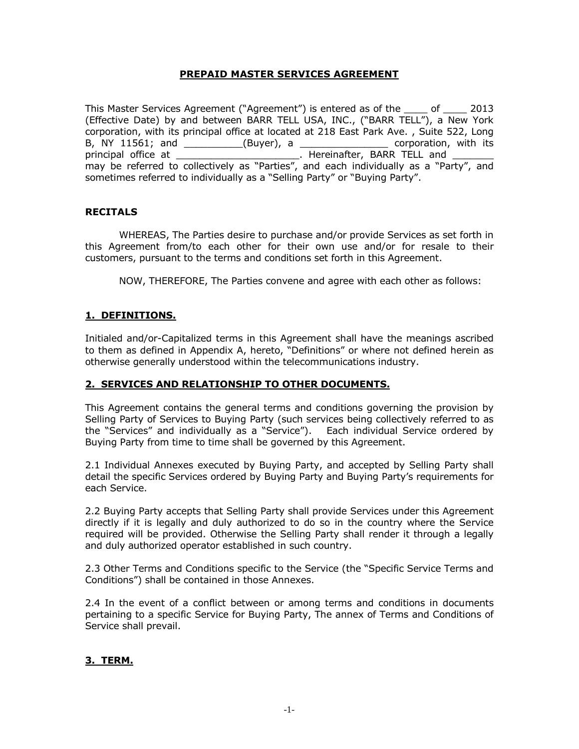# PREPAID MASTER SERVICES AGREEMENT

This Master Services Agreement ("Agreement") is entered as of the ____ of ____ 2013 (Effective Date) by and between BARR TELL USA, INC., ("BARR TELL"), a New York corporation, with its principal office at located at 218 East Park Ave. , Suite 522, Long B, NY 11561; and __________(Buyer), a ________________ corporation, with its principal office at ______________________. Hereinafter, BARR TELL and _______ may be referred to collectively as "Parties", and each individually as a "Party", and sometimes referred to individually as a "Selling Party" or "Buying Party".

**RECITALS**

WHEREAS, The Parties desire to purchase and/or provide Services as set forth in this Agreement from/to each other for their own use and/or for resale to their customers, pursuant to the terms and conditions set forth in this Agreement.

NOW, THEREFORE, The Parties convene and agree with each other as follows:

## 1. DEFINITIONS.

Initialed and/or-Capitalized terms in this Agreement shall have the meanings ascribed to them as defined in Appendix A, hereto, "Definitions" or where not defined herein as otherwise generally understood within the telecommunications industry.

## 2. SERVICES AND RELATIONSHIP TO OTHER DOCUMENTS.

This Agreement contains the general terms and conditions governing the provision by Selling Party of Services to Buying Party (such services being collectively referred to as the "Services" and individually as a "Service"). Each individual Service ordered by Buying Party from time to time shall be governed by this Agreement.

2.1 Individual Annexes executed by Buying Party, and accepted by Selling Party shall detail the specific Services ordered by Buying Party and Buying Party's requirements for each Service.

2.2 Buying Party accepts that Selling Party shall provide Services under this Agreement directly if it is legally and duly authorized to do so in the country where the Service required will be provided. Otherwise the Selling Party shall render it through a legally and duly authorized operator established in such country.

2.3 Other Terms and Conditions specific to the Service (the "Specific Service Terms and Conditions") shall be contained in those Annexes.

2.4 In the event of a conflict between or among terms and conditions in documents pertaining to a specific Service for Buying Party, The annex of Terms and Conditions of Service shall prevail.

## 3. TERM.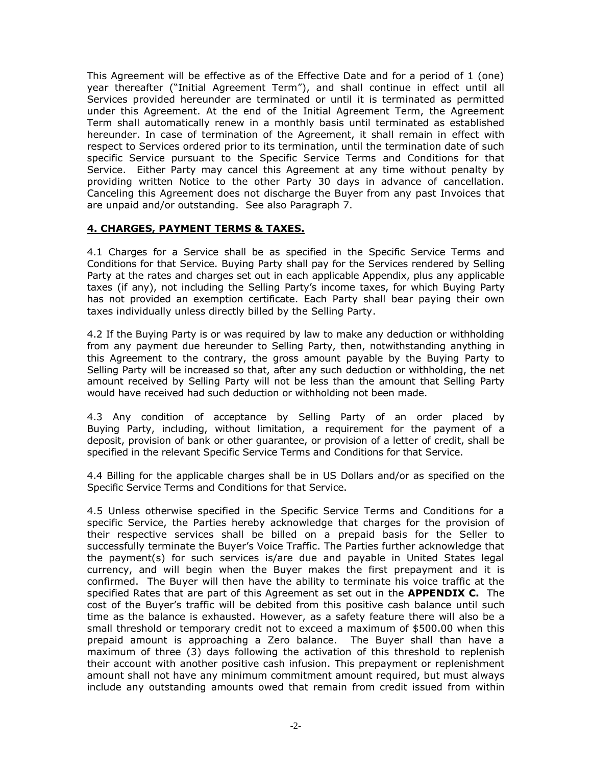This Agreement will be effective as of the Effective Date and for a period of 1 (one) year thereafter ("Initial Agreement Term"), and shall continue in effect until all Services provided hereunder are terminated or until it is terminated as permitted under this Agreement. At the end of the Initial Agreement Term, the Agreement Term shall automatically renew in a monthly basis until terminated as established hereunder. In case of termination of the Agreement, it shall remain in effect with respect to Services ordered prior to its termination, until the termination date of such specific Service pursuant to the Specific Service Terms and Conditions for that Service. Either Party may cancel this Agreement at any time without penalty by providing written Notice to the other Party 30 days in advance of cancellation. Canceling this Agreement does not discharge the Buyer from any past Invoices that are unpaid and/or outstanding. See also Paragraph 7.

## 4. CHARGES, PAYMENT TERMS & TAXES.

4.1 Charges for a Service shall be as specified in the Specific Service Terms and Conditions for that Service. Buying Party shall pay for the Services rendered by Selling Party at the rates and charges set out in each applicable Appendix, plus any applicable taxes (if any), not including the Selling Party's income taxes, for which Buying Party has not provided an exemption certificate. Each Party shall bear paying their own taxes individually unless directly billed by the Selling Party.

4.2 If the Buying Party is or was required by law to make any deduction or withholding from any payment due hereunder to Selling Party, then, notwithstanding anything in this Agreement to the contrary, the gross amount payable by the Buying Party to Selling Party will be increased so that, after any such deduction or withholding, the net amount received by Selling Party will not be less than the amount that Selling Party would have received had such deduction or withholding not been made.

4.3 Any condition of acceptance by Selling Party of an order placed by Buying Party, including, without limitation, a requirement for the payment of a deposit, provision of bank or other guarantee, or provision of a letter of credit, shall be specified in the relevant Specific Service Terms and Conditions for that Service.

4.4 Billing for the applicable charges shall be in US Dollars and/or as specified on the Specific Service Terms and Conditions for that Service.

4.5 Unless otherwise specified in the Specific Service Terms and Conditions for a specific Service, the Parties hereby acknowledge that charges for the provision of their respective services shall be billed on a prepaid basis for the Seller to successfully terminate the Buyer's Voice Traffic. The Parties further acknowledge that the payment(s) for such services is/are due and payable in United States legal currency, and will begin when the Buyer makes the first prepayment and it is confirmed. The Buyer will then have the ability to terminate his voice traffic at the specified Rates that are part of this Agreement as set out in the **APPENDIX C.** The cost of the Buyer's traffic will be debited from this positive cash balance until such time as the balance is exhausted. However, as a safety feature there will also be a small threshold or temporary credit not to exceed a maximum of $500.00 when this prepaid amount is approaching a Zero balance. The Buyer shall than have a maximum of three (3) days following the activation of this threshold to replenish their account with another positive cash infusion. This prepayment or replenishment amount shall not have any minimum commitment amount required, but must always include any outstanding amounts owed that remain from credit issued from within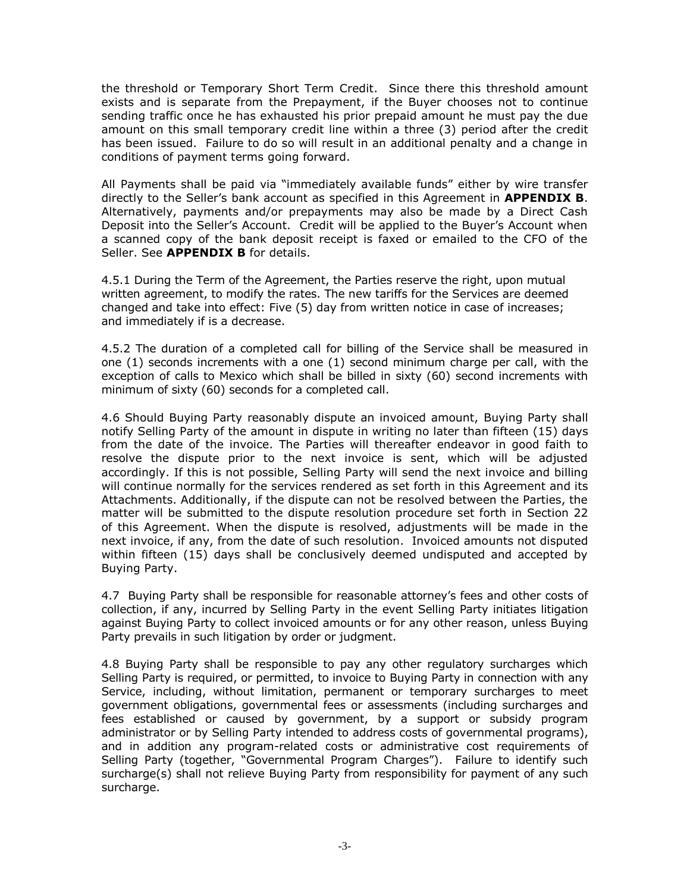the threshold or Temporary Short Term Credit. Since there this threshold amount exists and is separate from the Prepayment, if the Buyer chooses not to continue sending traffic once he has exhausted his prior prepaid amount he must pay the due amount on this small temporary credit line within a three (3) period after the credit has been issued. Failure to do so will result in an additional penalty and a change in conditions of payment terms going forward.

All Payments shall be paid via "immediately available funds" either by wire transfer directly to the Seller's bank account as specified in this Agreement in **APPENDIX B**. Alternatively, payments and/or prepayments may also be made by a Direct Cash Deposit into the Seller's Account. Credit will be applied to the Buyer's Account when a scanned copy of the bank deposit receipt is faxed or emailed to the CFO of the Seller. See **APPENDIX B** for details.

4.5.1 During the Term of the Agreement, the Parties reserve the right, upon mutual written agreement, to modify the rates. The new tariffs for the Services are deemed changed and take into effect: Five (5) day from written notice in case of increases; and immediately if is a decrease.

4.5.2 The duration of a completed call for billing of the Service shall be measured in one (1) seconds increments with a one (1) second minimum charge per call, with the exception of calls to Mexico which shall be billed in sixty (60) second increments with minimum of sixty (60) seconds for a completed call.

4.6 Should Buying Party reasonably dispute an invoiced amount, Buying Party shall notify Selling Party of the amount in dispute in writing no later than fifteen (15) days from the date of the invoice. The Parties will thereafter endeavor in good faith to resolve the dispute prior to the next invoice is sent, which will be adjusted accordingly. If this is not possible, Selling Party will send the next invoice and billing will continue normally for the services rendered as set forth in this Agreement and its Attachments. Additionally, if the dispute can not be resolved between the Parties, the matter will be submitted to the dispute resolution procedure set forth in Section 22 of this Agreement. When the dispute is resolved, adjustments will be made in the next invoice, if any, from the date of such resolution. Invoiced amounts not disputed within fifteen (15) days shall be conclusively deemed undisputed and accepted by Buying Party.

4.7 Buying Party shall be responsible for reasonable attorney's fees and other costs of collection, if any, incurred by Selling Party in the event Selling Party initiates litigation against Buying Party to collect invoiced amounts or for any other reason, unless Buying Party prevails in such litigation by order or judgment.

4.8 Buying Party shall be responsible to pay any other regulatory surcharges which Selling Party is required, or permitted, to invoice to Buying Party in connection with any Service, including, without limitation, permanent or temporary surcharges to meet government obligations, governmental fees or assessments (including surcharges and fees established or caused by government, by a support or subsidy program administrator or by Selling Party intended to address costs of governmental programs), and in addition any program-related costs or administrative cost requirements of Selling Party (together, "Governmental Program Charges"). Failure to identify such surcharge(s) shall not relieve Buying Party from responsibility for payment of any such surcharge.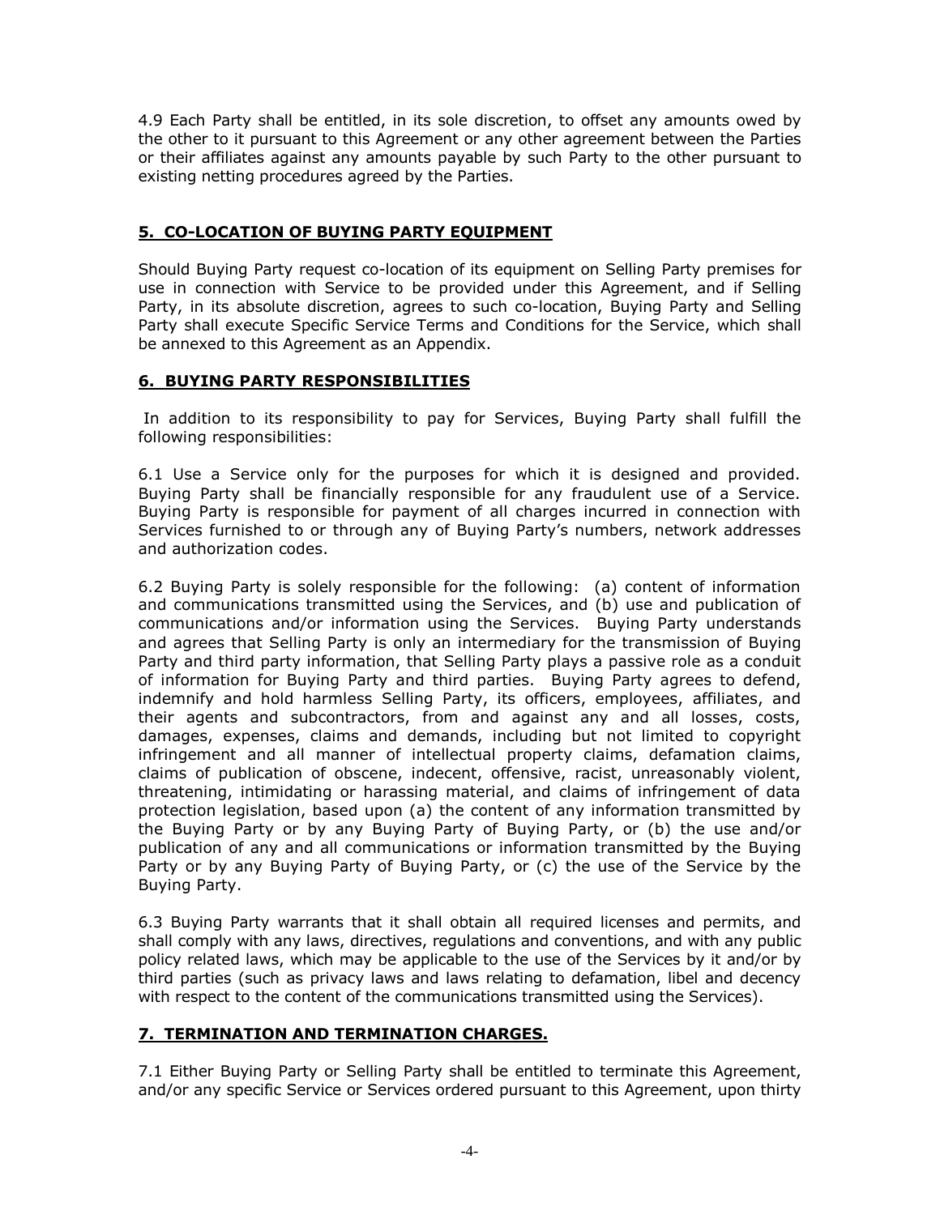4.9 Each Party shall be entitled, in its sole discretion, to offset any amounts owed by the other to it pursuant to this Agreement or any other agreement between the Parties or their affiliates against any amounts payable by such Party to the other pursuant to existing netting procedures agreed by the Parties.

## 5. CO-LOCATION OF BUYING PARTY EQUIPMENT

Should Buying Party request co-location of its equipment on Selling Party premises for use in connection with Service to be provided under this Agreement, and if Selling Party, in its absolute discretion, agrees to such co-location, Buying Party and Selling Party shall execute Specific Service Terms and Conditions for the Service, which shall be annexed to this Agreement as an Appendix.

## 6. BUYING PARTY RESPONSIBILITIES

In addition to its responsibility to pay for Services, Buying Party shall fulfill the following responsibilities:

6.1 Use a Service only for the purposes for which it is designed and provided. Buying Party shall be financially responsible for any fraudulent use of a Service. Buying Party is responsible for payment of all charges incurred in connection with Services furnished to or through any of Buying Party's numbers, network addresses and authorization codes.

6.2 Buying Party is solely responsible for the following: (a) content of information and communications transmitted using the Services, and (b) use and publication of communications and/or information using the Services. Buying Party understands and agrees that Selling Party is only an intermediary for the transmission of Buying Party and third party information, that Selling Party plays a passive role as a conduit of information for Buying Party and third parties. Buying Party agrees to defend, indemnify and hold harmless Selling Party, its officers, employees, affiliates, and their agents and subcontractors, from and against any and all losses, costs, damages, expenses, claims and demands, including but not limited to copyright infringement and all manner of intellectual property claims, defamation claims, claims of publication of obscene, indecent, offensive, racist, unreasonably violent, threatening, intimidating or harassing material, and claims of infringement of data protection legislation, based upon (a) the content of any information transmitted by the Buying Party or by any Buying Party of Buying Party, or (b) the use and/or publication of any and all communications or information transmitted by the Buying Party or by any Buying Party of Buying Party, or (c) the use of the Service by the Buying Party.

6.3 Buying Party warrants that it shall obtain all required licenses and permits, and shall comply with any laws, directives, regulations and conventions, and with any public policy related laws, which may be applicable to the use of the Services by it and/or by third parties (such as privacy laws and laws relating to defamation, libel and decency with respect to the content of the communications transmitted using the Services).

## 7. TERMINATION AND TERMINATION CHARGES.

7.1 Either Buying Party or Selling Party shall be entitled to terminate this Agreement, and/or any specific Service or Services ordered pursuant to this Agreement, upon thirty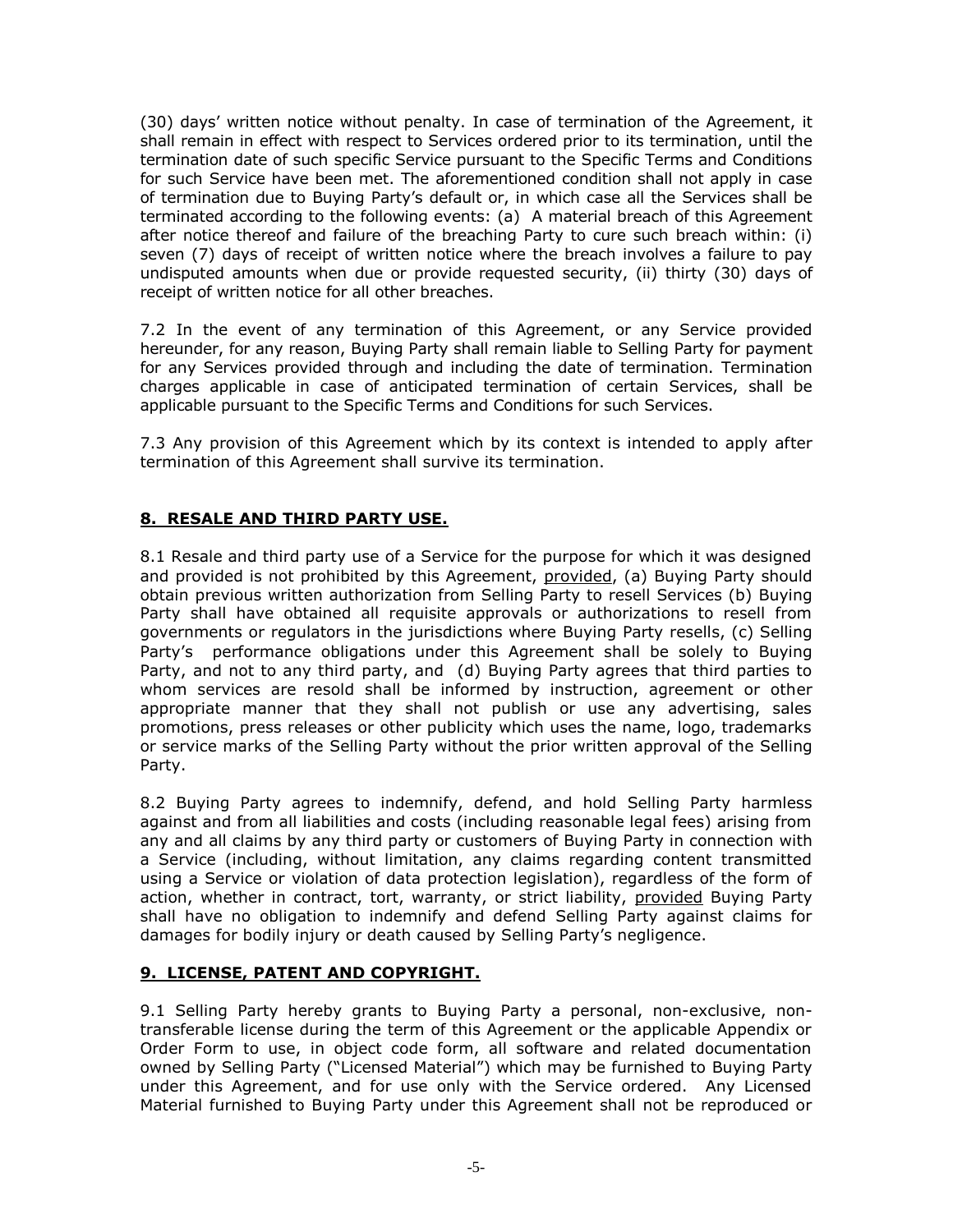(30) days' written notice without penalty. In case of termination of the Agreement, it shall remain in effect with respect to Services ordered prior to its termination, until the termination date of such specific Service pursuant to the Specific Terms and Conditions for such Service have been met. The aforementioned condition shall not apply in case of termination due to Buying Party's default or, in which case all the Services shall be terminated according to the following events: (a) A material breach of this Agreement after notice thereof and failure of the breaching Party to cure such breach within: (i) seven (7) days of receipt of written notice where the breach involves a failure to pay undisputed amounts when due or provide requested security, (ii) thirty (30) days of receipt of written notice for all other breaches.

7.2 In the event of any termination of this Agreement, or any Service provided hereunder, for any reason, Buying Party shall remain liable to Selling Party for payment for any Services provided through and including the date of termination. Termination charges applicable in case of anticipated termination of certain Services, shall be applicable pursuant to the Specific Terms and Conditions for such Services.

7.3 Any provision of this Agreement which by its context is intended to apply after termination of this Agreement shall survive its termination.

## 8. RESALE AND THIRD PARTY USE.

8.1 Resale and third party use of a Service for the purpose for which it was designed and provided is not prohibited by this Agreement, provided, (a) Buying Party should obtain previous written authorization from Selling Party to resell Services (b) Buying Party shall have obtained all requisite approvals or authorizations to resell from governments or regulators in the jurisdictions where Buying Party resells, (c) Selling Party's performance obligations under this Agreement shall be solely to Buying Party, and not to any third party, and (d) Buying Party agrees that third parties to whom services are resold shall be informed by instruction, agreement or other appropriate manner that they shall not publish or use any advertising, sales promotions, press releases or other publicity which uses the name, logo, trademarks or service marks of the Selling Party without the prior written approval of the Selling Party.

8.2 Buying Party agrees to indemnify, defend, and hold Selling Party harmless against and from all liabilities and costs (including reasonable legal fees) arising from any and all claims by any third party or customers of Buying Party in connection with a Service (including, without limitation, any claims regarding content transmitted using a Service or violation of data protection legislation), regardless of the form of action, whether in contract, tort, warranty, or strict liability, provided Buying Party shall have no obligation to indemnify and defend Selling Party against claims for damages for bodily injury or death caused by Selling Party's negligence.

## 9. LICENSE, PATENT AND COPYRIGHT.

9.1 Selling Party hereby grants to Buying Party a personal, non-exclusive, non-transferable license during the term of this Agreement or the applicable Appendix or Order Form to use, in object code form, all software and related documentation owned by Selling Party ("Licensed Material") which may be furnished to Buying Party under this Agreement, and for use only with the Service ordered. Any Licensed Material furnished to Buying Party under this Agreement shall not be reproduced or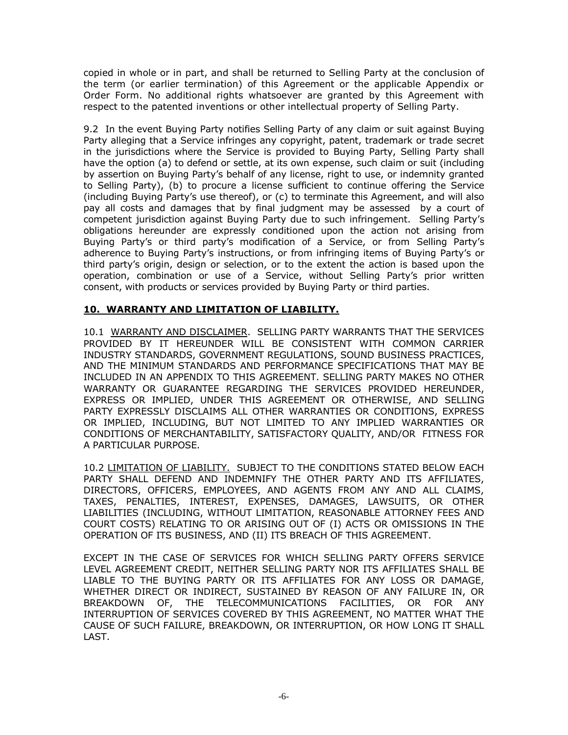copied in whole or in part, and shall be returned to Selling Party at the conclusion of the term (or earlier termination) of this Agreement or the applicable Appendix or Order Form. No additional rights whatsoever are granted by this Agreement with respect to the patented inventions or other intellectual property of Selling Party.

9.2 In the event Buying Party notifies Selling Party of any claim or suit against Buying Party alleging that a Service infringes any copyright, patent, trademark or trade secret in the jurisdictions where the Service is provided to Buying Party, Selling Party shall have the option (a) to defend or settle, at its own expense, such claim or suit (including by assertion on Buying Party's behalf of any license, right to use, or indemnity granted to Selling Party), (b) to procure a license sufficient to continue offering the Service (including Buying Party's use thereof), or (c) to terminate this Agreement, and will also pay all costs and damages that by final judgment may be assessed by a court of competent jurisdiction against Buying Party due to such infringement. Selling Party's obligations hereunder are expressly conditioned upon the action not arising from Buying Party's or third party's modification of a Service, or from Selling Party's adherence to Buying Party's instructions, or from infringing items of Buying Party's or third party's origin, design or selection, or to the extent the action is based upon the operation, combination or use of a Service, without Selling Party's prior written consent, with products or services provided by Buying Party or third parties.

## 10. WARRANTY AND LIMITATION OF LIABILITY.

10.1 WARRANTY AND DISCLAIMER. SELLING PARTY WARRANTS THAT THE SERVICES PROVIDED BY IT HEREUNDER WILL BE CONSISTENT WITH COMMON CARRIER INDUSTRY STANDARDS, GOVERNMENT REGULATIONS, SOUND BUSINESS PRACTICES, AND THE MINIMUM STANDARDS AND PERFORMANCE SPECIFICATIONS THAT MAY BE INCLUDED IN AN APPENDIX TO THIS AGREEMENT. SELLING PARTY MAKES NO OTHER WARRANTY OR GUARANTEE REGARDING THE SERVICES PROVIDED HEREUNDER, EXPRESS OR IMPLIED, UNDER THIS AGREEMENT OR OTHERWISE, AND SELLING PARTY EXPRESSLY DISCLAIMS ALL OTHER WARRANTIES OR CONDITIONS, EXPRESS OR IMPLIED, INCLUDING, BUT NOT LIMITED TO ANY IMPLIED WARRANTIES OR CONDITIONS OF MERCHANTABILITY, SATISFACTORY QUALITY, AND/OR FITNESS FOR A PARTICULAR PURPOSE.

10.2 LIMITATION OF LIABILITY. SUBJECT TO THE CONDITIONS STATED BELOW EACH PARTY SHALL DEFEND AND INDEMNIFY THE OTHER PARTY AND ITS AFFILIATES, DIRECTORS, OFFICERS, EMPLOYEES, AND AGENTS FROM ANY AND ALL CLAIMS, TAXES, PENALTIES, INTEREST, EXPENSES, DAMAGES, LAWSUITS, OR OTHER LIABILITIES (INCLUDING, WITHOUT LIMITATION, REASONABLE ATTORNEY FEES AND COURT COSTS) RELATING TO OR ARISING OUT OF (I) ACTS OR OMISSIONS IN THE OPERATION OF ITS BUSINESS, AND (II) ITS BREACH OF THIS AGREEMENT.

EXCEPT IN THE CASE OF SERVICES FOR WHICH SELLING PARTY OFFERS SERVICE LEVEL AGREEMENT CREDIT, NEITHER SELLING PARTY NOR ITS AFFILIATES SHALL BE LIABLE TO THE BUYING PARTY OR ITS AFFILIATES FOR ANY LOSS OR DAMAGE, WHETHER DIRECT OR INDIRECT, SUSTAINED BY REASON OF ANY FAILURE IN, OR BREAKDOWN OF, THE TELECOMMUNICATIONS FACILITIES, OR FOR ANY INTERRUPTION OF SERVICES COVERED BY THIS AGREEMENT, NO MATTER WHAT THE CAUSE OF SUCH FAILURE, BREAKDOWN, OR INTERRUPTION, OR HOW LONG IT SHALL LAST.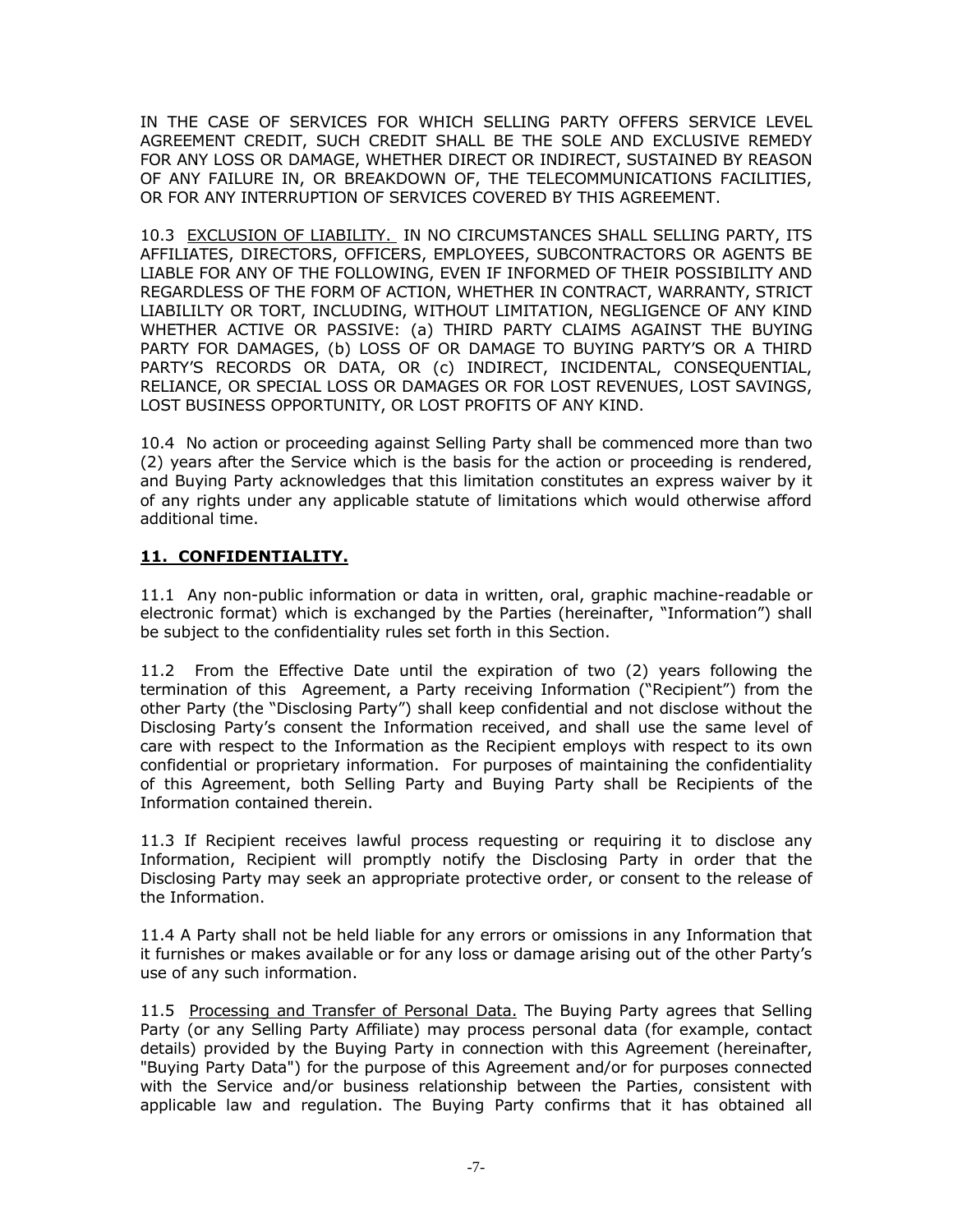IN THE CASE OF SERVICES FOR WHICH SELLING PARTY OFFERS SERVICE LEVEL AGREEMENT CREDIT, SUCH CREDIT SHALL BE THE SOLE AND EXCLUSIVE REMEDY FOR ANY LOSS OR DAMAGE, WHETHER DIRECT OR INDIRECT, SUSTAINED BY REASON OF ANY FAILURE IN, OR BREAKDOWN OF, THE TELECOMMUNICATIONS FACILITIES, OR FOR ANY INTERRUPTION OF SERVICES COVERED BY THIS AGREEMENT.

10.3 EXCLUSION OF LIABILITY. IN NO CIRCUMSTANCES SHALL SELLING PARTY, ITS AFFILIATES, DIRECTORS, OFFICERS, EMPLOYEES, SUBCONTRACTORS OR AGENTS BE LIABLE FOR ANY OF THE FOLLOWING, EVEN IF INFORMED OF THEIR POSSIBILITY AND REGARDLESS OF THE FORM OF ACTION, WHETHER IN CONTRACT, WARRANTY, STRICT LIABILILTY OR TORT, INCLUDING, WITHOUT LIMITATION, NEGLIGENCE OF ANY KIND WHETHER ACTIVE OR PASSIVE: (a) THIRD PARTY CLAIMS AGAINST THE BUYING PARTY FOR DAMAGES, (b) LOSS OF OR DAMAGE TO BUYING PARTY'S OR A THIRD PARTY'S RECORDS OR DATA, OR (c) INDIRECT, INCIDENTAL, CONSEQUENTIAL, RELIANCE, OR SPECIAL LOSS OR DAMAGES OR FOR LOST REVENUES, LOST SAVINGS, LOST BUSINESS OPPORTUNITY, OR LOST PROFITS OF ANY KIND.

10.4 No action or proceeding against Selling Party shall be commenced more than two (2) years after the Service which is the basis for the action or proceeding is rendered, and Buying Party acknowledges that this limitation constitutes an express waiver by it of any rights under any applicable statute of limitations which would otherwise afford additional time.

## 11. CONFIDENTIALITY.

11.1 Any non-public information or data in written, oral, graphic machine-readable or electronic format) which is exchanged by the Parties (hereinafter, "Information") shall be subject to the confidentiality rules set forth in this Section.

11.2 From the Effective Date until the expiration of two (2) years following the termination of this Agreement, a Party receiving Information ("Recipient") from the other Party (the "Disclosing Party") shall keep confidential and not disclose without the Disclosing Party's consent the Information received, and shall use the same level of care with respect to the Information as the Recipient employs with respect to its own confidential or proprietary information. For purposes of maintaining the confidentiality of this Agreement, both Selling Party and Buying Party shall be Recipients of the Information contained therein.

11.3 If Recipient receives lawful process requesting or requiring it to disclose any Information, Recipient will promptly notify the Disclosing Party in order that the Disclosing Party may seek an appropriate protective order, or consent to the release of the Information.

11.4 A Party shall not be held liable for any errors or omissions in any Information that it furnishes or makes available or for any loss or damage arising out of the other Party's use of any such information.

11.5 Processing and Transfer of Personal Data. The Buying Party agrees that Selling Party (or any Selling Party Affiliate) may process personal data (for example, contact details) provided by the Buying Party in connection with this Agreement (hereinafter, "Buying Party Data") for the purpose of this Agreement and/or for purposes connected with the Service and/or business relationship between the Parties, consistent with applicable law and regulation. The Buying Party confirms that it has obtained all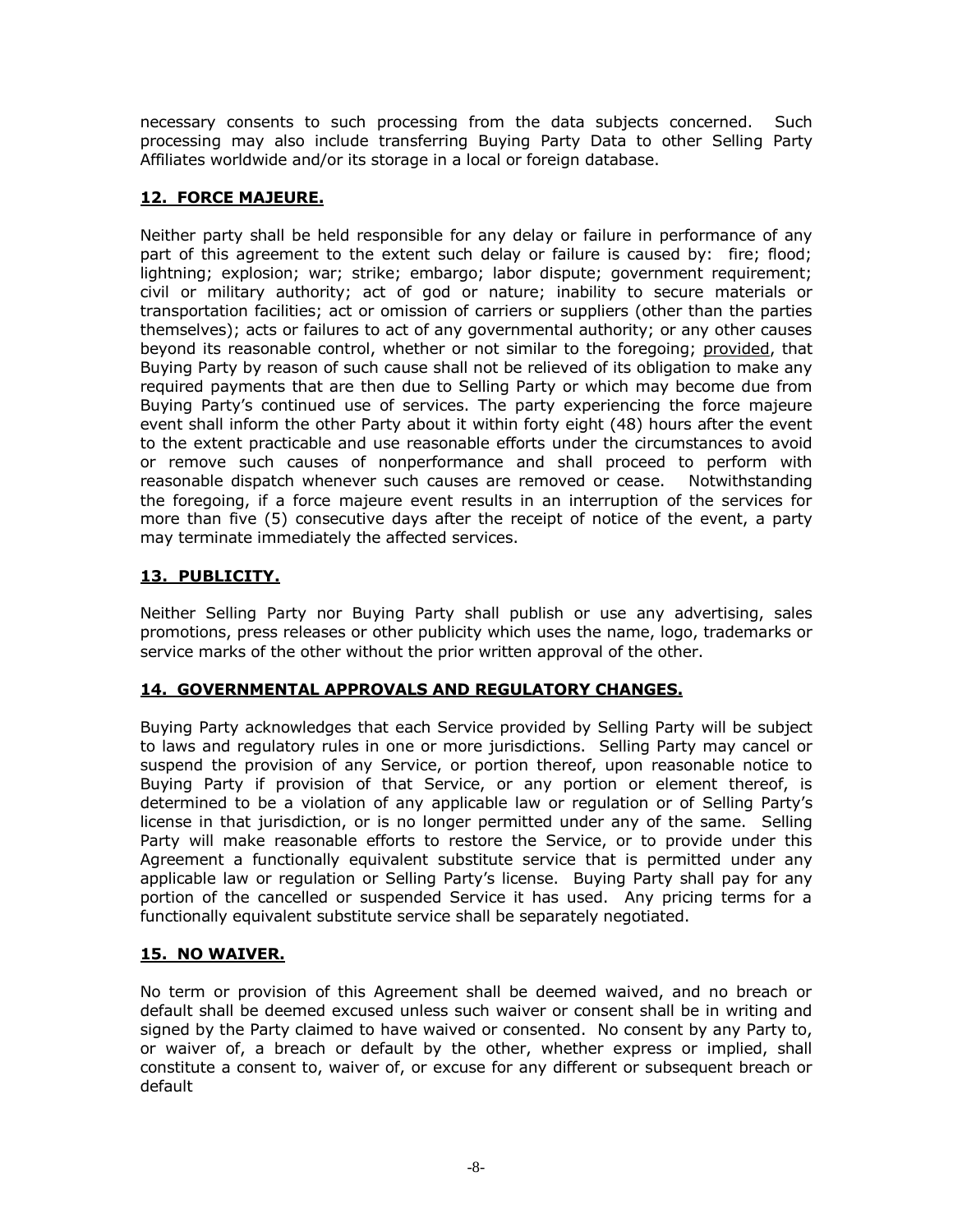necessary consents to such processing from the data subjects concerned. Such processing may also include transferring Buying Party Data to other Selling Party Affiliates worldwide and/or its storage in a local or foreign database.

## 12. FORCE MAJEURE.

Neither party shall be held responsible for any delay or failure in performance of any part of this agreement to the extent such delay or failure is caused by: fire; flood; lightning; explosion; war; strike; embargo; labor dispute; government requirement; civil or military authority; act of god or nature; inability to secure materials or transportation facilities; act or omission of carriers or suppliers (other than the parties themselves); acts or failures to act of any governmental authority; or any other causes beyond its reasonable control, whether or not similar to the foregoing; provided, that Buying Party by reason of such cause shall not be relieved of its obligation to make any required payments that are then due to Selling Party or which may become due from Buying Party's continued use of services. The party experiencing the force majeure event shall inform the other Party about it within forty eight (48) hours after the event to the extent practicable and use reasonable efforts under the circumstances to avoid or remove such causes of nonperformance and shall proceed to perform with reasonable dispatch whenever such causes are removed or cease. Notwithstanding the foregoing, if a force majeure event results in an interruption of the services for more than five (5) consecutive days after the receipt of notice of the event, a party may terminate immediately the affected services.

## 13. PUBLICITY.

Neither Selling Party nor Buying Party shall publish or use any advertising, sales promotions, press releases or other publicity which uses the name, logo, trademarks or service marks of the other without the prior written approval of the other.

## 14. GOVERNMENTAL APPROVALS AND REGULATORY CHANGES.

Buying Party acknowledges that each Service provided by Selling Party will be subject to laws and regulatory rules in one or more jurisdictions. Selling Party may cancel or suspend the provision of any Service, or portion thereof, upon reasonable notice to Buying Party if provision of that Service, or any portion or element thereof, is determined to be a violation of any applicable law or regulation or of Selling Party's license in that jurisdiction, or is no longer permitted under any of the same. Selling Party will make reasonable efforts to restore the Service, or to provide under this Agreement a functionally equivalent substitute service that is permitted under any applicable law or regulation or Selling Party's license. Buying Party shall pay for any portion of the cancelled or suspended Service it has used. Any pricing terms for a functionally equivalent substitute service shall be separately negotiated.

## 15. NO WAIVER.

No term or provision of this Agreement shall be deemed waived, and no breach or default shall be deemed excused unless such waiver or consent shall be in writing and signed by the Party claimed to have waived or consented. No consent by any Party to, or waiver of, a breach or default by the other, whether express or implied, shall constitute a consent to, waiver of, or excuse for any different or subsequent breach or default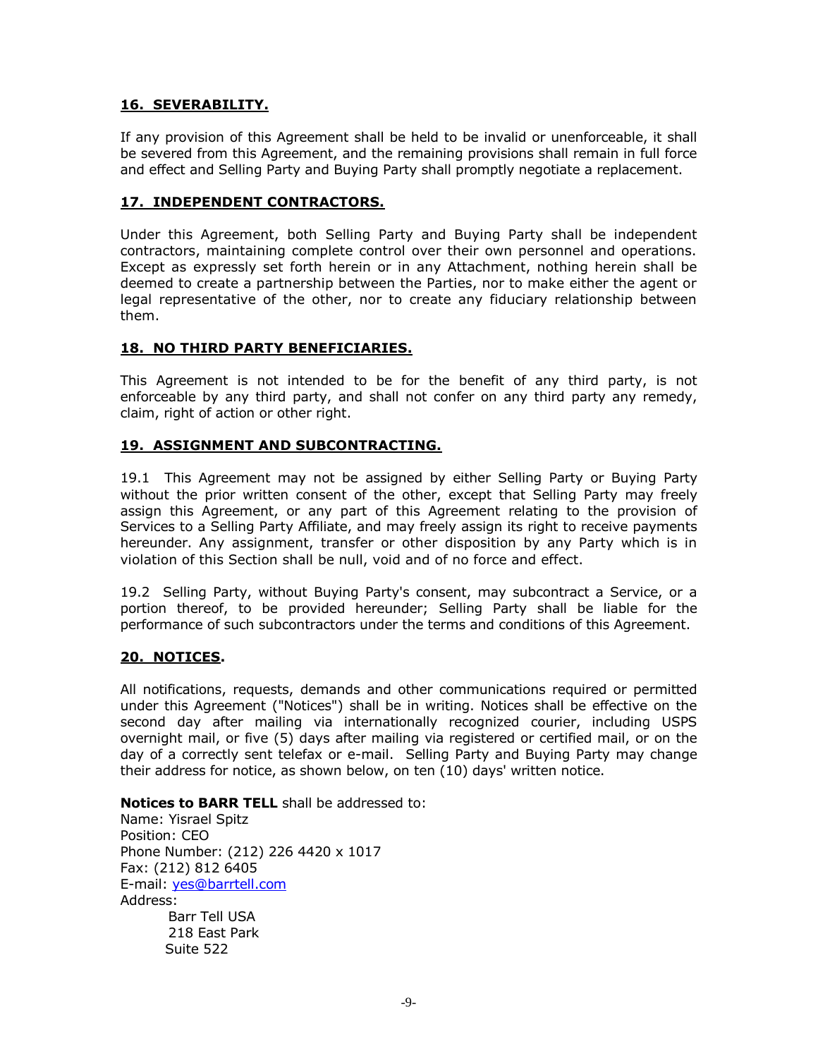## 16. SEVERABILITY.

If any provision of this Agreement shall be held to be invalid or unenforceable, it shall be severed from this Agreement, and the remaining provisions shall remain in full force and effect and Selling Party and Buying Party shall promptly negotiate a replacement.

## 17. INDEPENDENT CONTRACTORS.

Under this Agreement, both Selling Party and Buying Party shall be independent contractors, maintaining complete control over their own personnel and operations. Except as expressly set forth herein or in any Attachment, nothing herein shall be deemed to create a partnership between the Parties, nor to make either the agent or legal representative of the other, nor to create any fiduciary relationship between them.

## 18. NO THIRD PARTY BENEFICIARIES.

This Agreement is not intended to be for the benefit of any third party, is not enforceable by any third party, and shall not confer on any third party any remedy, claim, right of action or other right.

## 19. ASSIGNMENT AND SUBCONTRACTING.

19.1 This Agreement may not be assigned by either Selling Party or Buying Party without the prior written consent of the other, except that Selling Party may freely assign this Agreement, or any part of this Agreement relating to the provision of Services to a Selling Party Affiliate, and may freely assign its right to receive payments hereunder. Any assignment, transfer or other disposition by any Party which is in violation of this Section shall be null, void and of no force and effect.

19.2 Selling Party, without Buying Party's consent, may subcontract a Service, or a portion thereof, to be provided hereunder; Selling Party shall be liable for the performance of such subcontractors under the terms and conditions of this Agreement.

## 20. NOTICES.

All notifications, requests, demands and other communications required or permitted under this Agreement ("Notices") shall be in writing. Notices shall be effective on the second day after mailing via internationally recognized courier, including USPS overnight mail, or five (5) days after mailing via registered or certified mail, or on the day of a correctly sent telefax or e-mail. Selling Party and Buying Party may change their address for notice, as shown below, on ten (10) days' written notice.

**Notices to BARR TELL** shall be addressed to:
Name: Yisrael Spitz
Position: CEO
Phone Number: (212) 226 4420 x 1017
Fax: (212) 812 6405
E-mail: yes@barrtell.com
Address:
Barr Tell USA
218 East Park
Suite 522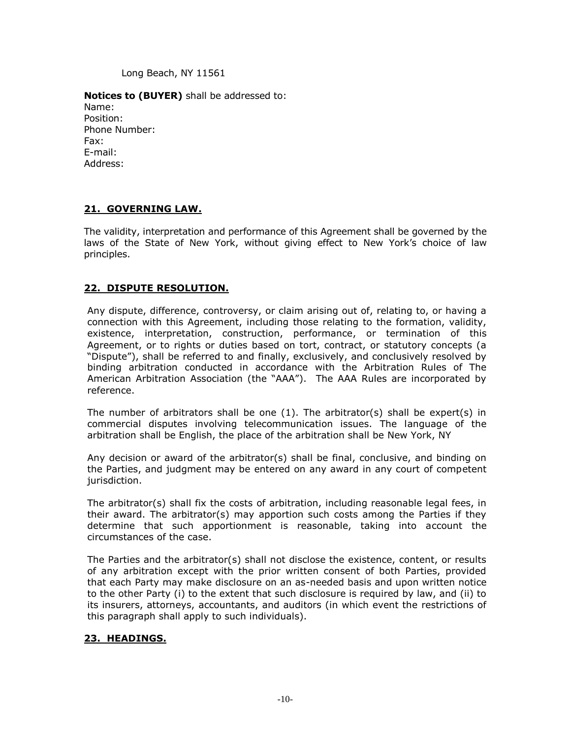Long Beach, NY 11561

**Notices to (BUYER)** shall be addressed to:
Name:
Position:
Phone Number:
Fax:
E-mail:
Address:

## 21. GOVERNING LAW.

The validity, interpretation and performance of this Agreement shall be governed by the laws of the State of New York, without giving effect to New York's choice of law principles.

## 22. DISPUTE RESOLUTION.

Any dispute, difference, controversy, or claim arising out of, relating to, or having a connection with this Agreement, including those relating to the formation, validity, existence, interpretation, construction, performance, or termination of this Agreement, or to rights or duties based on tort, contract, or statutory concepts (a "Dispute"), shall be referred to and finally, exclusively, and conclusively resolved by binding arbitration conducted in accordance with the Arbitration Rules of The American Arbitration Association (the "AAA"). The AAA Rules are incorporated by reference.

The number of arbitrators shall be one (1). The arbitrator(s) shall be expert(s) in commercial disputes involving telecommunication issues. The language of the arbitration shall be English, the place of the arbitration shall be New York, NY

Any decision or award of the arbitrator(s) shall be final, conclusive, and binding on the Parties, and judgment may be entered on any award in any court of competent jurisdiction.

The arbitrator(s) shall fix the costs of arbitration, including reasonable legal fees, in their award. The arbitrator(s) may apportion such costs among the Parties if they determine that such apportionment is reasonable, taking into account the circumstances of the case.

The Parties and the arbitrator(s) shall not disclose the existence, content, or results of any arbitration except with the prior written consent of both Parties, provided that each Party may make disclosure on an as-needed basis and upon written notice to the other Party (i) to the extent that such disclosure is required by law, and (ii) to its insurers, attorneys, accountants, and auditors (in which event the restrictions of this paragraph shall apply to such individuals).

## 23. HEADINGS.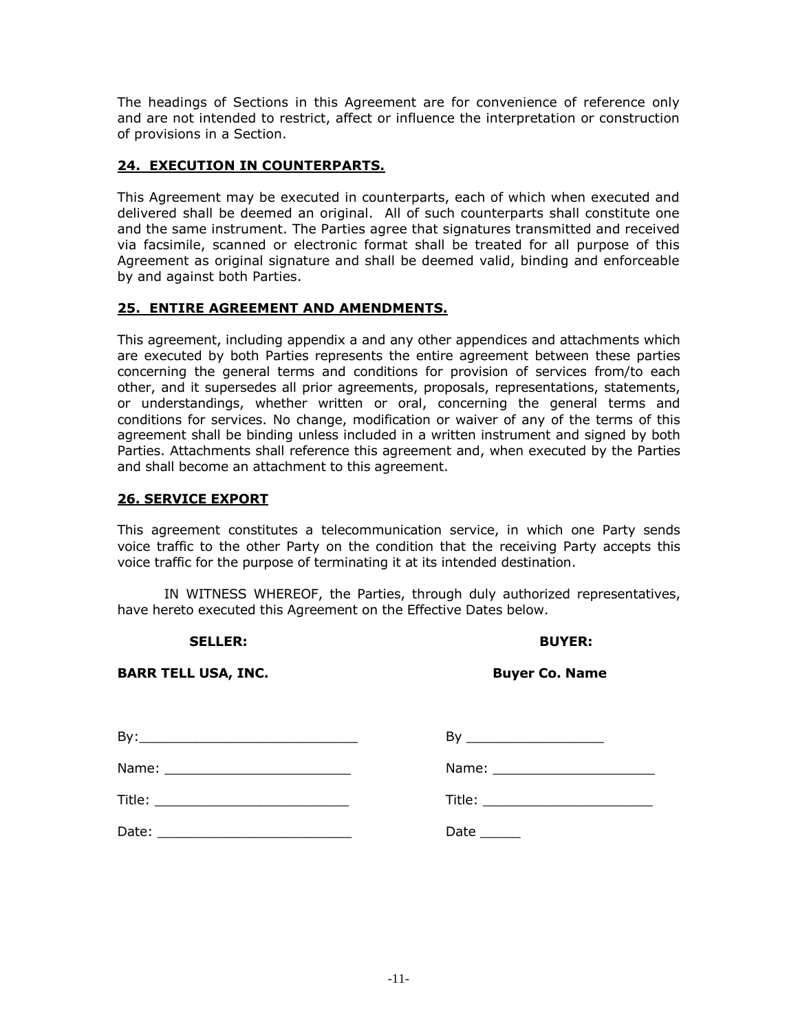The headings of Sections in this Agreement are for convenience of reference only and are not intended to restrict, affect or influence the interpretation or construction of provisions in a Section.

## 24. EXECUTION IN COUNTERPARTS.

This Agreement may be executed in counterparts, each of which when executed and delivered shall be deemed an original. All of such counterparts shall constitute one and the same instrument. The Parties agree that signatures transmitted and received via facsimile, scanned or electronic format shall be treated for all purpose of this Agreement as original signature and shall be deemed valid, binding and enforceable by and against both Parties.

## 25. ENTIRE AGREEMENT AND AMENDMENTS.

This agreement, including appendix a and any other appendices and attachments which are executed by both Parties represents the entire agreement between these parties concerning the general terms and conditions for provision of services from/to each other, and it supersedes all prior agreements, proposals, representations, statements, or understandings, whether written or oral, concerning the general terms and conditions for services. No change, modification or waiver of any of the terms of this agreement shall be binding unless included in a written instrument and signed by both Parties. Attachments shall reference this agreement and, when executed by the Parties and shall become an attachment to this agreement.

## 26. SERVICE EXPORT

This agreement constitutes a telecommunication service, in which one Party sends voice traffic to the other Party on the condition that the receiving Party accepts this voice traffic for the purpose of terminating it at its intended destination.

IN WITNESS WHEREOF, the Parties, through duly authorized representatives, have hereto executed this Agreement on the Effective Dates below.

| **SELLER:** | **BUYER:** |
|---|---|
| **BARR TELL USA, INC.** | **Buyer Co. Name** |
| By:___________________________ | By _________________ |
| Name: _______________________ | Name: ____________________ |
| Title: ________________________ | Title: _____________________ |
| Date: ________________________ | Date _____ |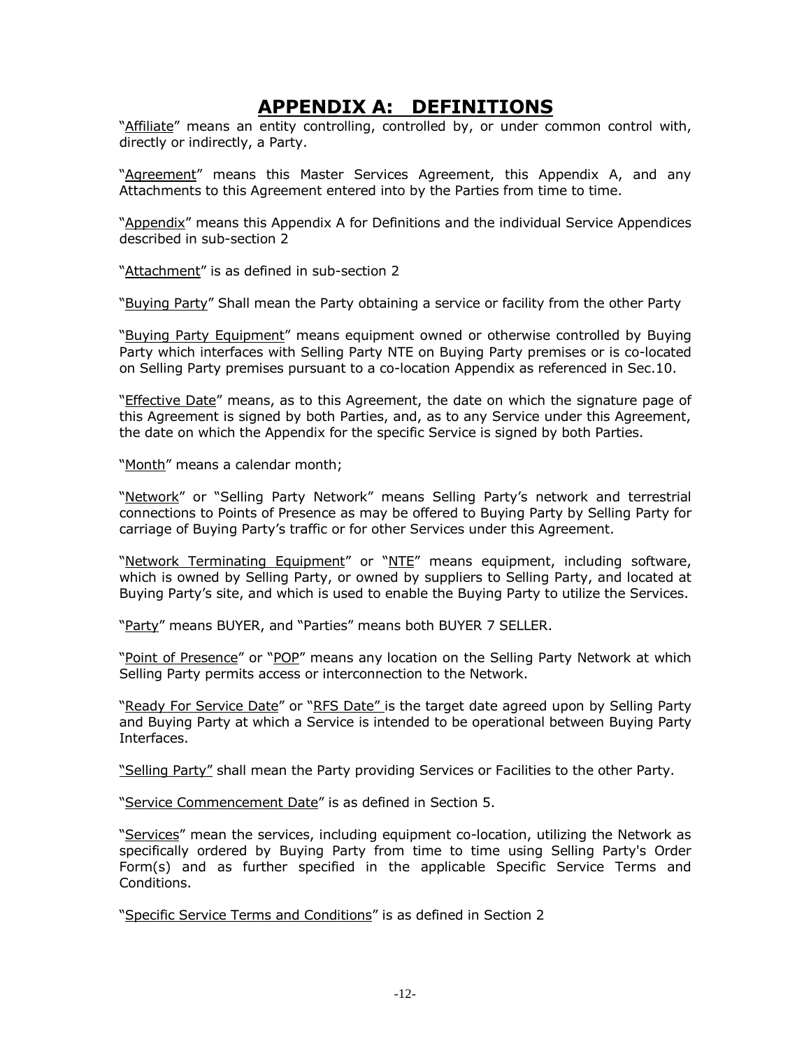# APPENDIX A: DEFINITIONS

"Affiliate" means an entity controlling, controlled by, or under common control with, directly or indirectly, a Party.

"Agreement" means this Master Services Agreement, this Appendix A, and any Attachments to this Agreement entered into by the Parties from time to time.

"Appendix" means this Appendix A for Definitions and the individual Service Appendices described in sub-section 2

"Attachment" is as defined in sub-section 2

"Buying Party" Shall mean the Party obtaining a service or facility from the other Party

"Buying Party Equipment" means equipment owned or otherwise controlled by Buying Party which interfaces with Selling Party NTE on Buying Party premises or is co-located on Selling Party premises pursuant to a co-location Appendix as referenced in Sec.10.

"Effective Date" means, as to this Agreement, the date on which the signature page of this Agreement is signed by both Parties, and, as to any Service under this Agreement, the date on which the Appendix for the specific Service is signed by both Parties.

"Month" means a calendar month;

"Network" or "Selling Party Network" means Selling Party's network and terrestrial connections to Points of Presence as may be offered to Buying Party by Selling Party for carriage of Buying Party's traffic or for other Services under this Agreement.

"Network Terminating Equipment" or "NTE" means equipment, including software, which is owned by Selling Party, or owned by suppliers to Selling Party, and located at Buying Party's site, and which is used to enable the Buying Party to utilize the Services.

"Party" means BUYER, and "Parties" means both BUYER 7 SELLER.

"Point of Presence" or "POP" means any location on the Selling Party Network at which Selling Party permits access or interconnection to the Network.

"Ready For Service Date" or "RFS Date" is the target date agreed upon by Selling Party and Buying Party at which a Service is intended to be operational between Buying Party Interfaces.

"Selling Party" shall mean the Party providing Services or Facilities to the other Party.

"Service Commencement Date" is as defined in Section 5.

"Services" mean the services, including equipment co-location, utilizing the Network as specifically ordered by Buying Party from time to time using Selling Party's Order Form(s) and as further specified in the applicable Specific Service Terms and Conditions.

"Specific Service Terms and Conditions" is as defined in Section 2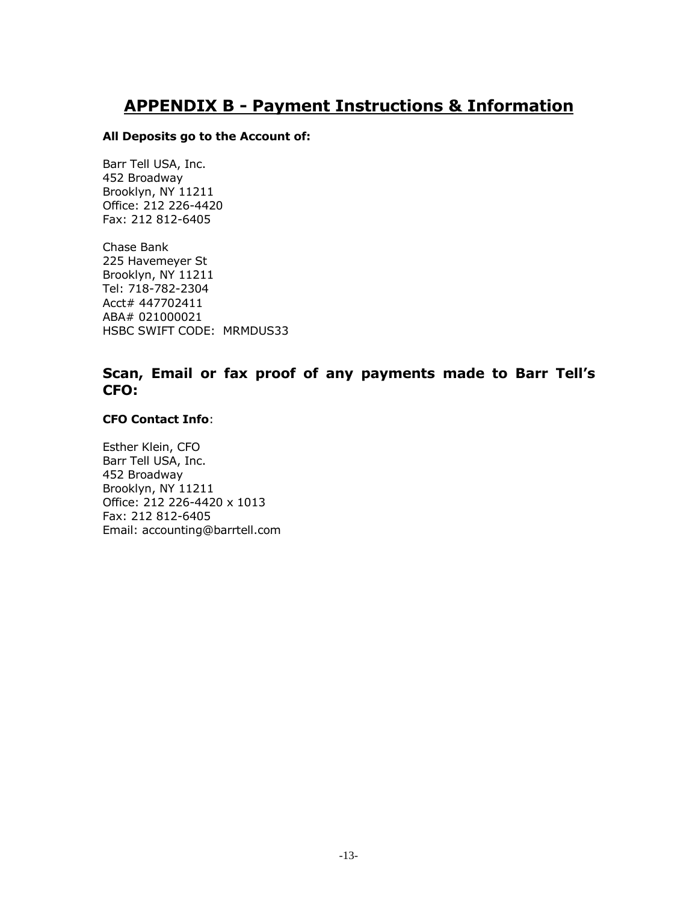# APPENDIX B - Payment Instructions & Information

**All Deposits go to the Account of:**

Barr Tell USA, Inc.
452 Broadway
Brooklyn, NY 11211
Office: 212 226-4420
Fax: 212 812-6405

Chase Bank
225 Havemeyer St
Brooklyn, NY 11211
Tel: 718-782-2304
Acct# 447702411
ABA# 021000021
HSBC SWIFT CODE: MRMDUS33

## Scan, Email or fax proof of any payments made to Barr Tell's CFO:

**CFO Contact Info**:

Esther Klein, CFO
Barr Tell USA, Inc.
452 Broadway
Brooklyn, NY 11211
Office: 212 226-4420 x 1013
Fax: 212 812-6405
Email: accounting@barrtell.com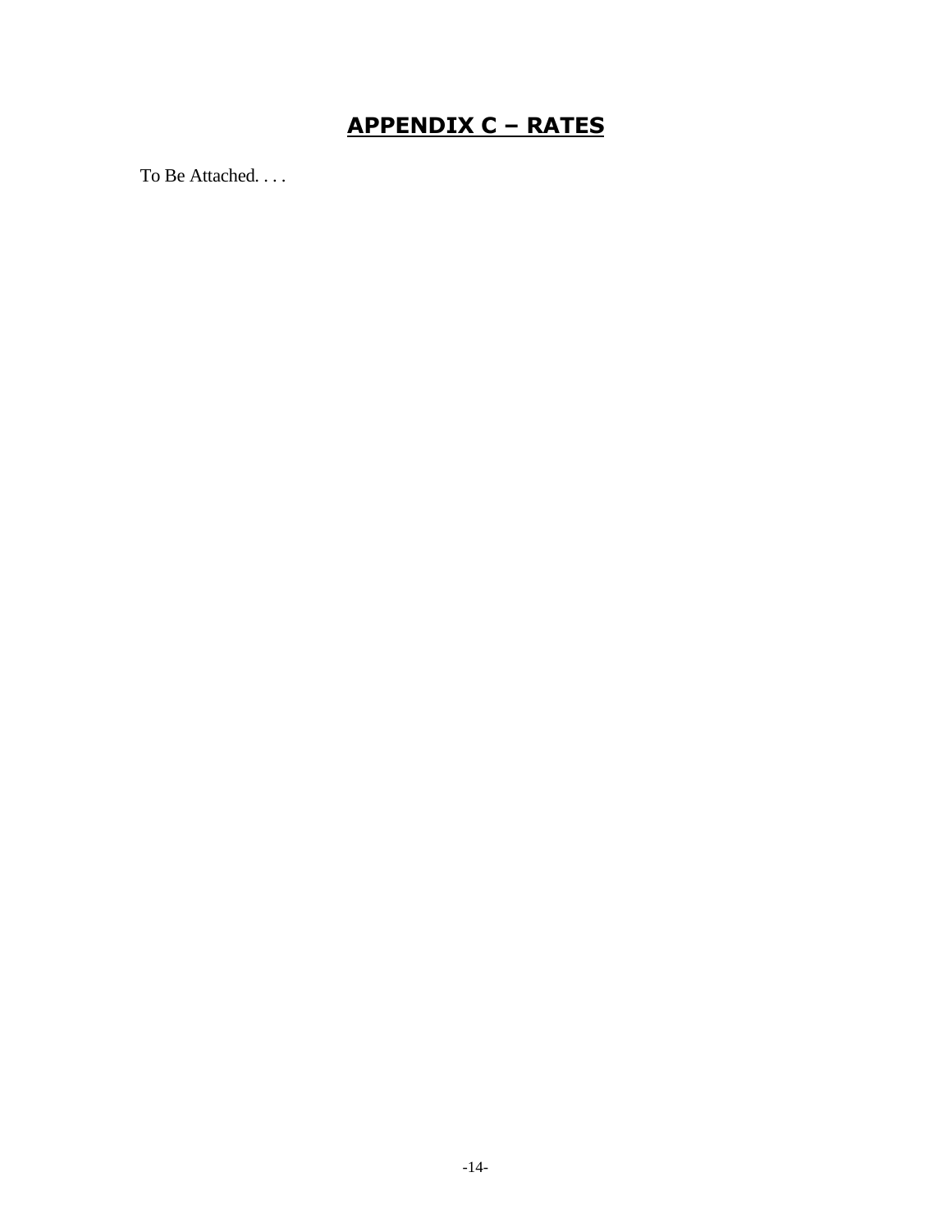# APPENDIX C – RATES

To Be Attached. . . .